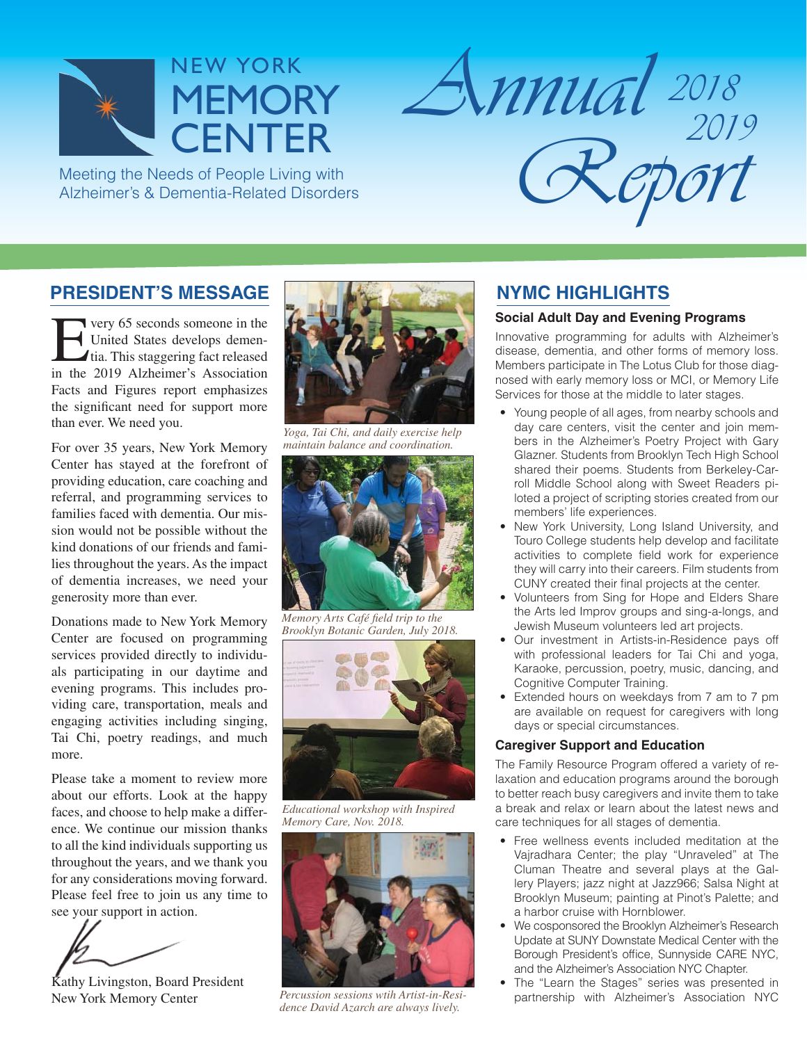# NEW YORK MEMORY CENTER

Meeting the Needs of People Living with Alzheimer's & Dementia-Related Disorders

# Annual Report 2018 2019

## PRESIDENT'S MESSAGE

Every 65 seconds someone in the United States develops dementia. This staggering fact released in the 2019 Alzheimer's Association Facts and Figures report emphasizes the significant need for support more than ever. We need you.

For over 35 years, New York Memory Center has stayed at the forefront of providing education, care coaching and referral, and programming services to families faced with dementia. Our mission would not be possible without the kind donations of our friends and families throughout the years. As the impact of dementia increases, we need your generosity more than ever.

Donations made to New York Memory Center are focused on programming services provided directly to individuals participating in our daytime and evening programs. This includes providing care, transportation, meals and engaging activities including singing, Tai Chi, poetry readings, and much more.

Please take a moment to review more about our efforts. Look at the happy faces, and choose to help make a difference. We continue our mission thanks to all the kind individuals supporting us throughout the years, and we thank you for any considerations moving forward. Please feel free to join us any time to see your support in action.

Kathy Livingston, Board President
New York Memory Center

*Yoga, Tai Chi, and daily exercise help maintain balance and coordination.*

*Memory Arts Café field trip to the Brooklyn Botanic Garden, July 2018.*

*Educational workshop with Inspired Memory Care, Nov. 2018.*

*Percussion sessions wtih Artist-in-Residence David Azarch are always lively.*

## NYMC HIGHLIGHTS

### Social Adult Day and Evening Programs

Innovative programming for adults with Alzheimer's disease, dementia, and other forms of memory loss. Members participate in The Lotus Club for those diagnosed with early memory loss or MCI, or Memory Life Services for those at the middle to later stages.

- Young people of all ages, from nearby schools and day care centers, visit the center and join members in the Alzheimer's Poetry Project with Gary Glazner. Students from Brooklyn Tech High School shared their poems. Students from Berkeley-Carroll Middle School along with Sweet Readers piloted a project of scripting stories created from our members' life experiences.
- New York University, Long Island University, and Touro College students help develop and facilitate activities to complete field work for experience they will carry into their careers. Film students from CUNY created their final projects at the center.
- Volunteers from Sing for Hope and Elders Share the Arts led Improv groups and sing-a-longs, and Jewish Museum volunteers led art projects.
- Our investment in Artists-in-Residence pays off with professional leaders for Tai Chi and yoga, Karaoke, percussion, poetry, music, dancing, and Cognitive Computer Training.
- Extended hours on weekdays from 7 am to 7 pm are available on request for caregivers with long days or special circumstances.

### Caregiver Support and Education

The Family Resource Program offered a variety of relaxation and education programs around the borough to better reach busy caregivers and invite them to take a break and relax or learn about the latest news and care techniques for all stages of dementia.

- Free wellness events included meditation at the Vajradhara Center; the play "Unraveled" at The Cluman Theatre and several plays at the Gallery Players; jazz night at Jazz966; Salsa Night at Brooklyn Museum; painting at Pinot's Palette; and a harbor cruise with Hornblower.
- We cosponsored the Brooklyn Alzheimer's Research Update at SUNY Downstate Medical Center with the Borough President's office, Sunnyside CARE NYC, and the Alzheimer's Association NYC Chapter.
- The "Learn the Stages" series was presented in partnership with Alzheimer's Association NYC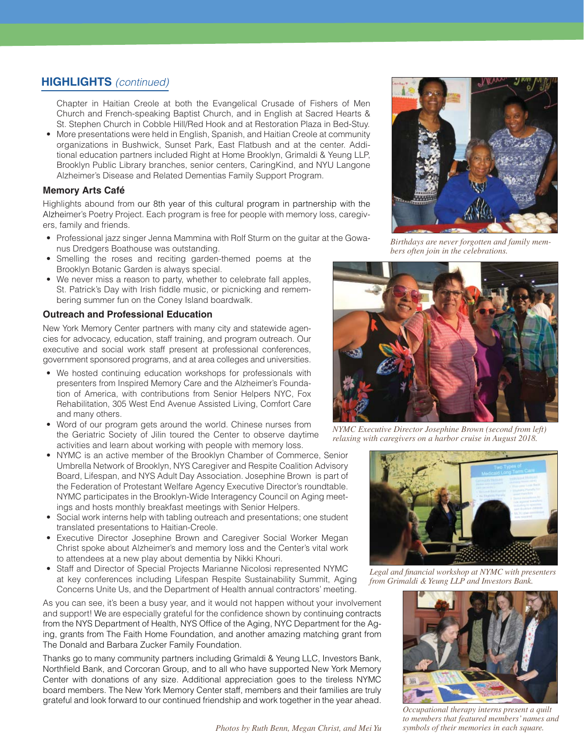## HIGHLIGHTS *(continued)*

Chapter in Haitian Creole at both the Evangelical Crusade of Fishers of Men Church and French-speaking Baptist Church, and in English at Sacred Hearts & St. Stephen Church in Cobble Hill/Red Hook and at Restoration Plaza in Bed-Stuy.

- More presentations were held in English, Spanish, and Haitian Creole at community organizations in Bushwick, Sunset Park, East Flatbush and at the center. Additional education partners included Right at Home Brooklyn, Grimaldi & Yeung LLP, Brooklyn Public Library branches, senior centers, CaringKind, and NYU Langone Alzheimer's Disease and Related Dementias Family Support Program.

### Memory Arts Café

Highlights abound from our 8th year of this cultural program in partnership with the Alzheimer's Poetry Project. Each program is free for people with memory loss, caregivers, family and friends.

- Professional jazz singer Jenna Mammina with Rolf Sturm on the guitar at the Gowanus Dredgers Boathouse was outstanding.
- Smelling the roses and reciting garden-themed poems at the Brooklyn Botanic Garden is always special.
- We never miss a reason to party, whether to celebrate fall apples, St. Patrick's Day with Irish fiddle music, or picnicking and remembering summer fun on the Coney Island boardwalk.

### Outreach and Professional Education

New York Memory Center partners with many city and statewide agencies for advocacy, education, staff training, and program outreach. Our executive and social work staff present at professional conferences, government sponsored programs, and at area colleges and universities.

- We hosted continuing education workshops for professionals with presenters from Inspired Memory Care and the Alzheimer's Foundation of America, with contributions from Senior Helpers NYC, Fox Rehabilitation, 305 West End Avenue Assisted Living, Comfort Care and many others.
- Word of our program gets around the world. Chinese nurses from the Geriatric Society of Jilin toured the Center to observe daytime activities and learn about working with people with memory loss.
- NYMC is an active member of the Brooklyn Chamber of Commerce, Senior Umbrella Network of Brooklyn, NYS Caregiver and Respite Coalition Advisory Board, Lifespan, and NYS Adult Day Association. Josephine Brown is part of the Federation of Protestant Welfare Agency Executive Director's roundtable. NYMC participates in the Brooklyn-Wide Interagency Council on Aging meetings and hosts monthly breakfast meetings with Senior Helpers.
- Social work interns help with tabling outreach and presentations; one student translated presentations to Haitian-Creole.
- Executive Director Josephine Brown and Caregiver Social Worker Megan Christ spoke about Alzheimer's and memory loss and the Center's vital work to attendees at a new play about dementia by Nikki Khouri.
- Staff and Director of Special Projects Marianne Nicolosi represented NYMC at key conferences including Lifespan Respite Sustainability Summit, Aging Concerns Unite Us, and the Department of Health annual contractors' meeting.

As you can see, it's been a busy year, and it would not happen without your involvement and support! We are especially grateful for the confidence shown by continuing contracts from the NYS Department of Health, NYS Office of the Aging, NYC Department for the Aging, grants from The Faith Home Foundation, and another amazing matching grant from The Donald and Barbara Zucker Family Foundation.

Thanks go to many community partners including Grimaldi & Yeung LLC, Investors Bank, Northfield Bank, and Corcoran Group, and to all who have supported New York Memory Center with donations of any size. Additional appreciation goes to the tireless NYMC board members. The New York Memory Center staff, members and their families are truly grateful and look forward to our continued friendship and work together in the year ahead.

*Birthdays are never forgotten and family members often join in the celebrations.*

*NYMC Executive Director Josephine Brown (second from left) relaxing with caregivers on a harbor cruise in August 2018.*

*Legal and financial workshop at NYMC with presenters from Grimaldi & Yeung LLP and Investors Bank.*

*Occupational therapy interns present a quilt to members that featured members' names and symbols of their memories in each square.*

*Photos by Ruth Benn, Megan Christ, and Mei Yu*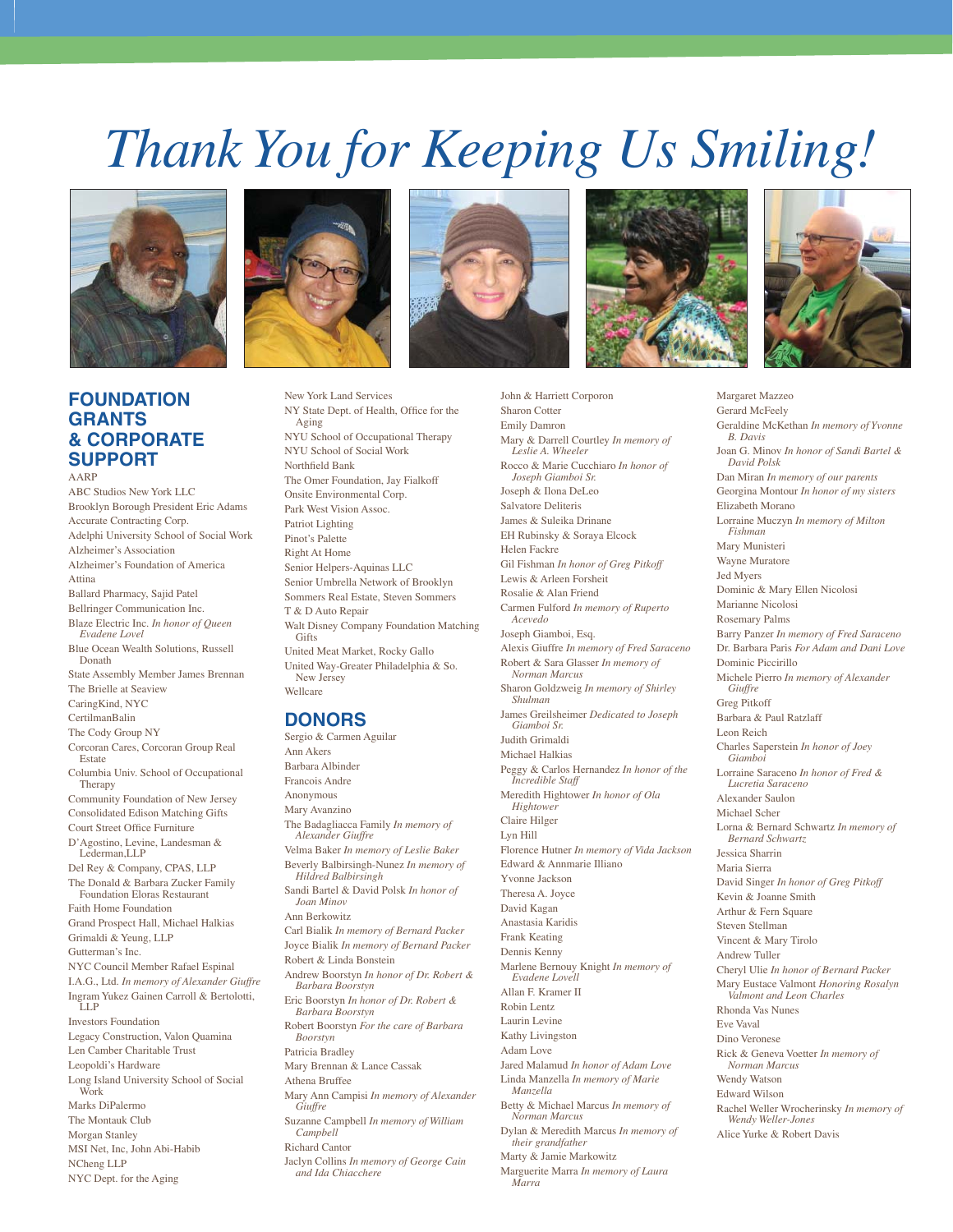# *Thank You for Keeping Us Smiling!*

## FOUNDATION GRANTS & CORPORATE SUPPORT

AARP
ABC Studios New York LLC
Brooklyn Borough President Eric Adams
Accurate Contracting Corp.
Adelphi University School of Social Work
Alzheimer's Association
Alzheimer's Foundation of America
Attina
Ballard Pharmacy, Sajid Patel
Bellringer Communication Inc.
Blaze Electric Inc. *In honor of Queen Evadene Lovel*
Blue Ocean Wealth Solutions, Russell Donath
State Assembly Member James Brennan
The Brielle at Seaview
CaringKind, NYC
CertilmanBalin
The Cody Group NY
Corcoran Cares, Corcoran Group Real Estate
Columbia Univ. School of Occupational Therapy
Community Foundation of New Jersey
Consolidated Edison Matching Gifts
Court Street Office Furniture
D'Agostino, Levine, Landesman & Lederman,LLP
Del Rey & Company, CPAS, LLP
The Donald & Barbara Zucker Family Foundation Eloras Restaurant
Faith Home Foundation
Grand Prospect Hall, Michael Halkias
Grimaldi & Yeung, LLP
Gutterman's Inc.
NYC Council Member Rafael Espinal
I.A.G., Ltd. *In memory of Alexander Giuffre*
Ingram Yukez Gainen Carroll & Bertolotti, LLP
Investors Foundation
Legacy Construction, Valon Quamina
Len Camber Charitable Trust
Leopoldi's Hardware
Long Island University School of Social Work
Marks DiPalermo
The Montauk Club
Morgan Stanley
MSI Net, Inc, John Abi-Habib
NCheng LLP
NYC Dept. for the Aging
New York Land Services
NY State Dept. of Health, Office for the Aging
NYU School of Occupational Therapy
NYU School of Social Work
Northfield Bank
The Omer Foundation, Jay Fialkoff
Onsite Environmental Corp.
Park West Vision Assoc.
Patriot Lighting
Pinot's Palette
Right At Home
Senior Helpers-Aquinas LLC
Senior Umbrella Network of Brooklyn
Sommers Real Estate, Steven Sommers
T & D Auto Repair
Walt Disney Company Foundation Matching Gifts
United Meat Market, Rocky Gallo
United Way-Greater Philadelphia & So. New Jersey
Wellcare

## DONORS

Sergio & Carmen Aguilar
Ann Akers
Barbara Albinder
Francois Andre
Anonymous
Mary Avanzino
The Badagliacca Family *In memory of Alexander Giuffre*
Velma Baker *In memory of Leslie Baker*
Beverly Balbirsingh-Nunez *In memory of Hildred Balbirsingh*
Sandi Bartel & David Polsk *In honor of Joan Minov*
Ann Berkowitz
Carl Bialik *In memory of Bernard Packer*
Joyce Bialik *In memory of Bernard Packer*
Robert & Linda Bonstein
Andrew Boorstyn *In honor of Dr. Robert & Barbara Boorstyn*
Eric Boorstyn *In honor of Dr. Robert & Barbara Boorstyn*
Robert Boorstyn *For the care of Barbara Boorstyn*
Patricia Bradley
Mary Brennan & Lance Cassak
Athena Bruffee
Mary Ann Campisi *In memory of Alexander Giuffre*
Suzanne Campbell *In memory of William Campbell*
Richard Cantor
Jaclyn Collins *In memory of George Cain and Ida Chiacchere*
John & Harriett Corporon
Sharon Cotter
Emily Damron
Mary & Darrell Courtley *In memory of Leslie A. Wheeler*
Rocco & Marie Cucchiaro *In honor of Joseph Giamboi Sr.*
Joseph & Ilona DeLeo
Salvatore Deliteris
James & Suleika Drinane
EH Rubinsky & Soraya Elcock
Helen Fackre
Gil Fishman *In honor of Greg Pitkoff*
Lewis & Arleen Forsheit
Rosalie & Alan Friend
Carmen Fulford *In memory of Ruperto Acevedo*
Joseph Giamboi, Esq.
Alexis Giuffre *In memory of Fred Saraceno*
Robert & Sara Glasser *In memory of Norman Marcus*
Sharon Goldzweig *In memory of Shirley Shulman*
James Greilsheimer *Dedicated to Joseph Giamboi Sr.*
Judith Grimaldi
Michael Halkias
Peggy & Carlos Hernandez *In honor of the Incredible Staff*
Meredith Hightower *In honor of Ola Hightower*
Claire Hilger
Lyn Hill
Florence Hutner *In memory of Vida Jackson*
Edward & Annmarie Illiano
Yvonne Jackson
Theresa A. Joyce
David Kagan
Anastasia Karidis
Frank Keating
Dennis Kenny
Marlene Bernouy Knight *In memory of Evadene Lovell*
Allan F. Kramer II
Robin Lentz
Laurin Levine
Kathy Livingston
Adam Love
Jared Malamud *In honor of Adam Love*
Linda Manzella *In memory of Marie Manzella*
Betty & Michael Marcus *In memory of Norman Marcus*
Dylan & Meredith Marcus *In memory of their grandfather*
Marty & Jamie Markowitz
Marguerite Marra *In memory of Laura Marra*
Margaret Mazzeo
Gerard McFeely
Geraldine McKethan *In memory of Yvonne B. Davis*
Joan G. Minov *In honor of Sandi Bartel & David Polsk*
Dan Miran *In memory of our parents*
Georgina Montour *In honor of my sisters*
Elizabeth Morano
Lorraine Muczyn *In memory of Milton Fishman*
Mary Munisteri
Wayne Muratore
Jed Myers
Dominic & Mary Ellen Nicolosi
Marianne Nicolosi
Rosemary Palms
Barry Panzer *In memory of Fred Saraceno*
Dr. Barbara Paris *For Adam and Dani Love*
Dominic Piccirillo
Michele Pierro *In memory of Alexander Giuffre*
Greg Pitkoff
Barbara & Paul Ratzlaff
Leon Reich
Charles Saperstein *In honor of Joey Giamboi*
Lorraine Saraceno *In honor of Fred & Lucretia Saraceno*
Alexander Saulon
Michael Scher
Lorna & Bernard Schwartz *In memory of Bernard Schwartz*
Jessica Sharrin
Maria Sierra
David Singer *In honor of Greg Pitkoff*
Kevin & Joanne Smith
Arthur & Fern Square
Steven Stellman
Vincent & Mary Tirolo
Andrew Tuller
Cheryl Ulie *In honor of Bernard Packer*
Mary Eustace Valmont *Honoring Rosalyn Valmont and Leon Charles*
Rhonda Vas Nunes
Eve Vaval
Dino Veronese
Rick & Geneva Voetter *In memory of Norman Marcus*
Wendy Watson
Edward Wilson
Rachel Weller Wrocherinsky *In memory of Wendy Weller-Jones*
Alice Yurke & Robert Davis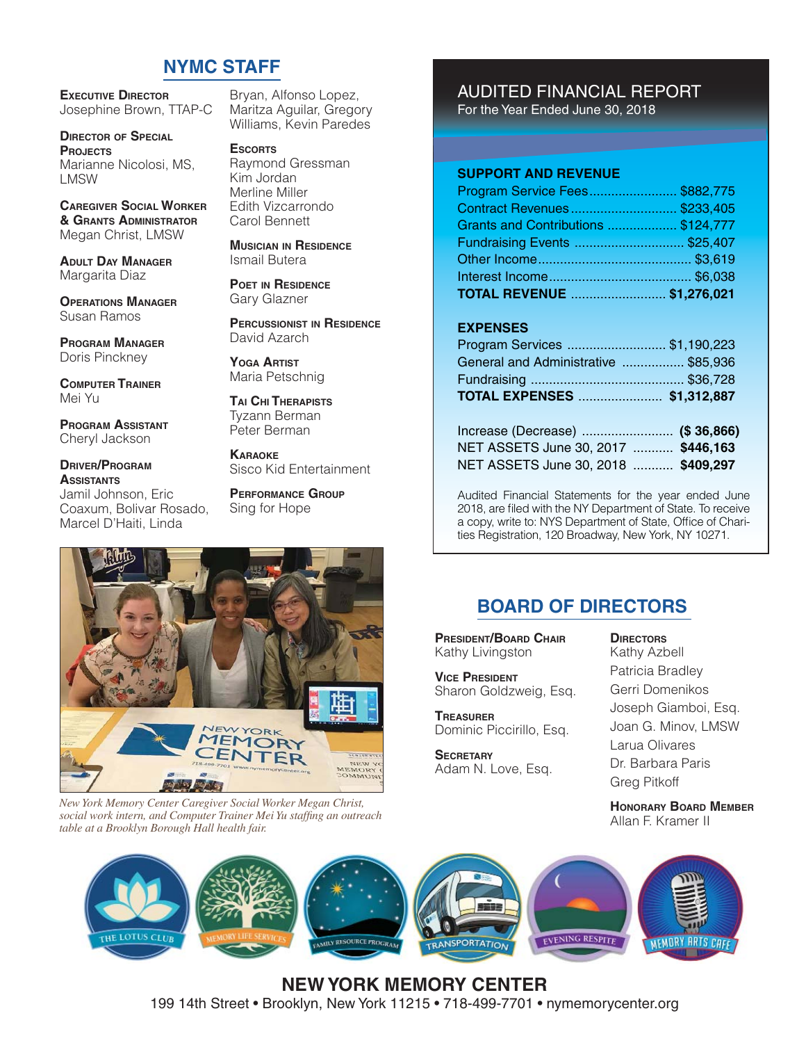## NYMC STAFF

**EXECUTIVE DIRECTOR**
Josephine Brown, TTAP-C

**DIRECTOR OF SPECIAL PROJECTS**
Marianne Nicolosi, MS, LMSW

**CAREGIVER SOCIAL WORKER & GRANTS ADMINISTRATOR**
Megan Christ, LMSW

**ADULT DAY MANAGER**
Margarita Diaz

**OPERATIONS MANAGER**
Susan Ramos

**PROGRAM MANAGER**
Doris Pinckney

**COMPUTER TRAINER**
Mei Yu

**PROGRAM ASSISTANT**
Cheryl Jackson

**DRIVER/PROGRAM ASSISTANTS**
Jamil Johnson, Eric Coaxum, Bolivar Rosado, Marcel D'Haiti, Linda Bryan, Alfonso Lopez, Maritza Aguilar, Gregory Williams, Kevin Paredes

**ESCORTS**
Raymond Gressman
Kim Jordan
Merline Miller
Edith Vizcarrondo
Carol Bennett

**MUSICIAN IN RESIDENCE**
Ismail Butera

**POET IN RESIDENCE**
Gary Glazner

**PERCUSSIONIST IN RESIDENCE**
David Azarch

**YOGA ARTIST**
Maria Petschnig

**TAI CHI THERAPISTS**
Tyzann Berman
Peter Berman

**KARAOKE**
Sisco Kid Entertainment

**PERFORMANCE GROUP**
Sing for Hope

*New York Memory Center Caregiver Social Worker Megan Christ, social work intern, and Computer Trainer Mei Yu staffing an outreach table at a Brooklyn Borough Hall health fair.*

## AUDITED FINANCIAL REPORT

For the Year Ended June 30, 2018

**SUPPORT AND REVENUE**

| | |
|---|---|
| Program Service Fees | $882,775 |
| Contract Revenues | $233,405 |
| Grants and Contributions | $124,777 |
| Fundraising Events | $25,407 |
| Other Income | $3,619 |
| Interest Income | $6,038 |
| **TOTAL REVENUE** | **$1,276,021** |

**EXPENSES**

| | |
|---|---|
| Program Services | $1,190,223 |
| General and Administrative | $85,936 |
| Fundraising | $36,728 |
| **TOTAL EXPENSES** | **$1,312,887** |

| | |
|---|---|
| Increase (Decrease) | **($ 36,866)** |
| NET ASSETS June 30, 2017 | **$446,163** |
| NET ASSETS June 30, 2018 | **$409,297** |

Audited Financial Statements for the year ended June 2018, are filed with the NY Department of State. To receive a copy, write to: NYS Department of State, Office of Charities Registration, 120 Broadway, New York, NY 10271.

## BOARD OF DIRECTORS

**PRESIDENT/BOARD CHAIR**
Kathy Livingston

**VICE PRESIDENT**
Sharon Goldzweig, Esq.

**TREASURER**
Dominic Piccirillo, Esq.

**SECRETARY**
Adam N. Love, Esq.

**DIRECTORS**
Kathy Azbell
Patricia Bradley
Gerri Domenikos
Joseph Giamboi, Esq.
Joan G. Minov, LMSW
Larua Olivares
Dr. Barbara Paris
Greg Pitkoff

**HONORARY BOARD MEMBER**
Allan F. Kramer II

THE LOTUS CLUB • MEMORY LIFE SERVICES • FAMILY RESOURCE PROGRAM • TRANSPORTATION • EVENING RESPITE • MEMORY ARTS CAFE

**NEW YORK MEMORY CENTER**
199 14th Street • Brooklyn, New York 11215 • 718-499-7701 • nymemorycenter.org